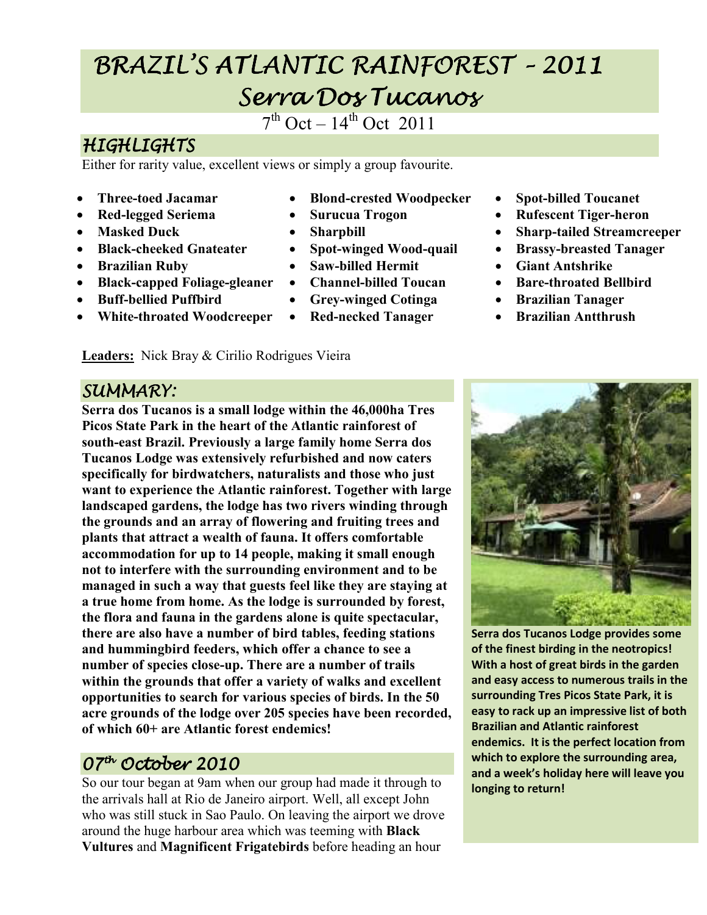# BRAZIL'S ATLANTIC RAINFOREST – 2011
# Serra Dos Tucanos

7th Oct – 14th Oct 2011

## HIGHLIGHTS

Either for rarity value, excellent views or simply a group favourite.

- **Three-toed Jacamar**
- **Red-legged Seriema**
- **Masked Duck**
- **Black-cheeked Gnateater**
- **Brazilian Ruby**
- **Black-capped Foliage-gleaner**
- **Buff-bellied Puffbird**
- **White-throated Woodcreeper**
- **Blond-crested Woodpecker**
- **Surucua Trogon**
- **Sharpbill**
- **Spot-winged Wood-quail**
- **Saw-billed Hermit**
- **Channel-billed Toucan**
- **Grey-winged Cotinga**
- **Red-necked Tanager**
- **Spot-billed Toucanet**
- **Rufescent Tiger-heron**
- **Sharp-tailed Streamcreeper**
- **Brassy-breasted Tanager**
- **Giant Antshrike**
- **Bare-throated Bellbird**
- **Brazilian Tanager**
- **Brazilian Antthrush**

**Leaders:** Nick Bray & Cirilio Rodrigues Vieira

## SUMMARY:

**Serra dos Tucanos is a small lodge within the 46,000ha Tres Picos State Park in the heart of the Atlantic rainforest of south-east Brazil. Previously a large family home Serra dos Tucanos Lodge was extensively refurbished and now caters specifically for birdwatchers, naturalists and those who just want to experience the Atlantic rainforest. Together with large landscaped gardens, the lodge has two rivers winding through the grounds and an array of flowering and fruiting trees and plants that attract a wealth of fauna. It offers comfortable accommodation for up to 14 people, making it small enough not to interfere with the surrounding environment and to be managed in such a way that guests feel like they are staying at a true home from home. As the lodge is surrounded by forest, the flora and fauna in the gardens alone is quite spectacular, there are also have a number of bird tables, feeding stations and hummingbird feeders, which offer a chance to see a number of species close-up. There are a number of trails within the grounds that offer a variety of walks and excellent opportunities to search for various species of birds. In the 50 acre grounds of the lodge over 205 species have been recorded, of which 60+ are Atlantic forest endemics!**

**Serra dos Tucanos Lodge provides some of the finest birding in the neotropics! With a host of great birds in the garden and easy access to numerous trails in the surrounding Tres Picos State Park, it is easy to rack up an impressive list of both Brazilian and Atlantic rainforest endemics. It is the perfect location from which to explore the surrounding area, and a week's holiday here will leave you longing to return!**

## 07th October 2010

So our tour began at 9am when our group had made it through to the arrivals hall at Rio de Janeiro airport. Well, all except John who was still stuck in Sao Paulo. On leaving the airport we drove around the huge harbour area which was teeming with **Black Vultures** and **Magnificent Frigatebirds** before heading an hour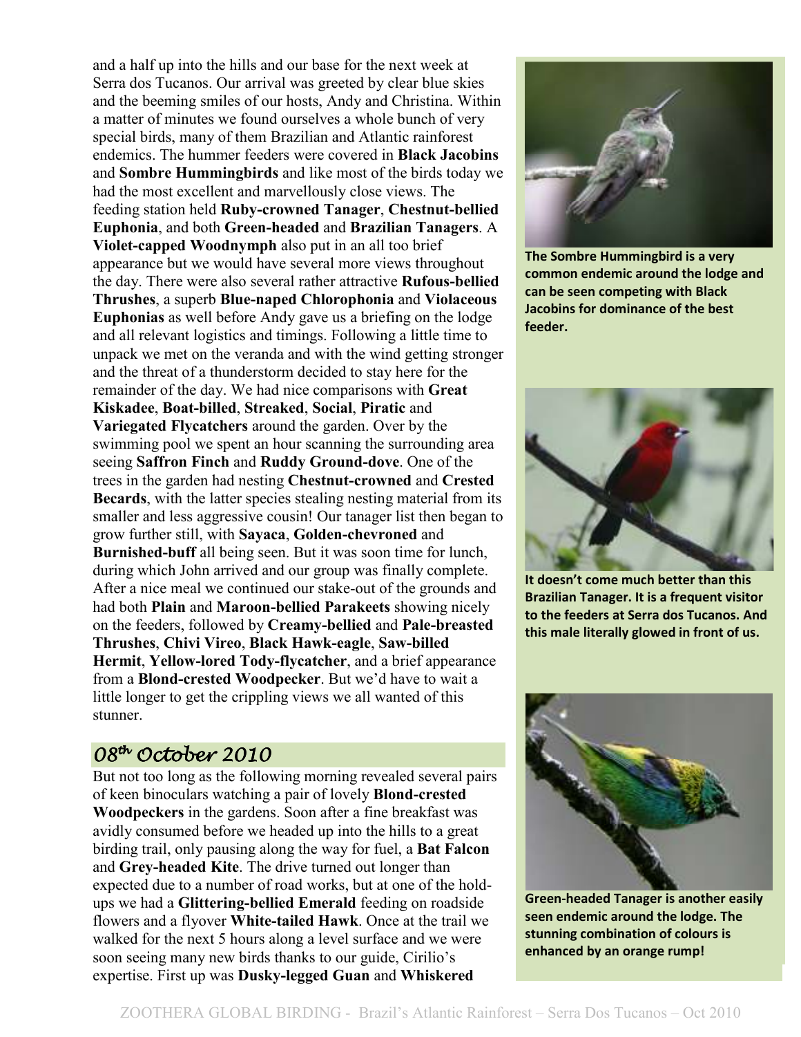and a half up into the hills and our base for the next week at Serra dos Tucanos. Our arrival was greeted by clear blue skies and the beeming smiles of our hosts, Andy and Christina. Within a matter of minutes we found ourselves a whole bunch of very special birds, many of them Brazilian and Atlantic rainforest endemics. The hummer feeders were covered in **Black Jacobins** and **Sombre Hummingbirds** and like most of the birds today we had the most excellent and marvellously close views. The feeding station held **Ruby-crowned Tanager**, **Chestnut-bellied Euphonia**, and both **Green-headed** and **Brazilian Tanagers**. A **Violet-capped Woodnymph** also put in an all too brief appearance but we would have several more views throughout the day. There were also several rather attractive **Rufous-bellied Thrushes**, a superb **Blue-naped Chlorophonia** and **Violaceous Euphonias** as well before Andy gave us a briefing on the lodge and all relevant logistics and timings. Following a little time to unpack we met on the veranda and with the wind getting stronger and the threat of a thunderstorm decided to stay here for the remainder of the day. We had nice comparisons with **Great Kiskadee**, **Boat-billed**, **Streaked**, **Social**, **Piratic** and **Variegated Flycatchers** around the garden. Over by the swimming pool we spent an hour scanning the surrounding area seeing **Saffron Finch** and **Ruddy Ground-dove**. One of the trees in the garden had nesting **Chestnut-crowned** and **Crested Becards**, with the latter species stealing nesting material from its smaller and less aggressive cousin! Our tanager list then began to grow further still, with **Sayaca**, **Golden-chevroned** and **Burnished-buff** all being seen. But it was soon time for lunch, during which John arrived and our group was finally complete. After a nice meal we continued our stake-out of the grounds and had both **Plain** and **Maroon-bellied Parakeets** showing nicely on the feeders, followed by **Creamy-bellied** and **Pale-breasted Thrushes**, **Chivi Vireo**, **Black Hawk-eagle**, **Saw-billed Hermit**, **Yellow-lored Tody-flycatcher**, and a brief appearance from a **Blond-crested Woodpecker**. But we'd have to wait a little longer to get the crippling views we all wanted of this stunner.

**The Sombre Hummingbird is a very common endemic around the lodge and can be seen competing with Black Jacobins for dominance of the best feeder.**

**It doesn't come much better than this Brazilian Tanager. It is a frequent visitor to the feeders at Serra dos Tucanos. And this male literally glowed in front of us.**

**Green-headed Tanager is another easily seen endemic around the lodge. The stunning combination of colours is enhanced by an orange rump!**

## *08th October 2010*

But not too long as the following morning revealed several pairs of keen binoculars watching a pair of lovely **Blond-crested Woodpeckers** in the gardens. Soon after a fine breakfast was avidly consumed before we headed up into the hills to a great birding trail, only pausing along the way for fuel, a **Bat Falcon** and **Grey-headed Kite**. The drive turned out longer than expected due to a number of road works, but at one of the hold-ups we had a **Glittering-bellied Emerald** feeding on roadside flowers and a flyover **White-tailed Hawk**. Once at the trail we walked for the next 5 hours along a level surface and we were soon seeing many new birds thanks to our guide, Cirilio's expertise. First up was **Dusky-legged Guan** and **Whiskered**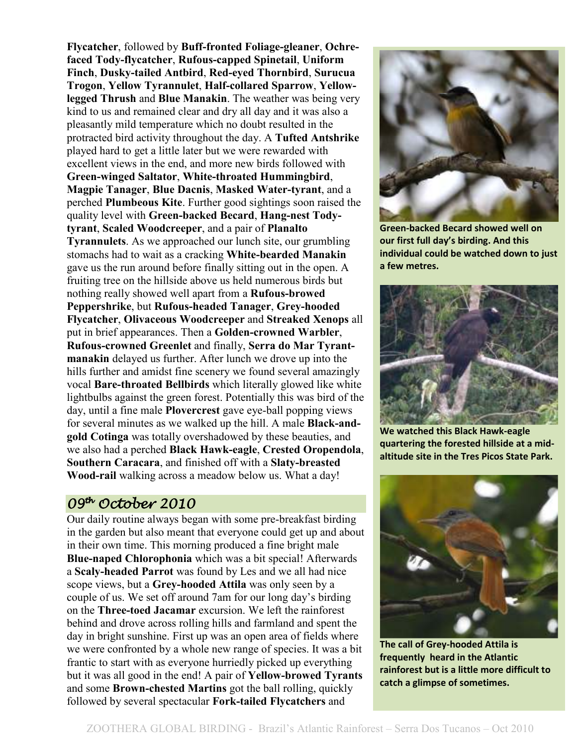**Flycatcher**, followed by **Buff-fronted Foliage-gleaner**, **Ochre-faced Tody-flycatcher**, **Rufous-capped Spinetail**, **Uniform Finch**, **Dusky-tailed Antbird**, **Red-eyed Thornbird**, **Surucua Trogon**, **Yellow Tyrannulet**, **Half-collared Sparrow**, **Yellow-legged Thrush** and **Blue Manakin**. The weather was being very kind to us and remained clear and dry all day and it was also a pleasantly mild temperature which no doubt resulted in the protracted bird activity throughout the day. A **Tufted Antshrike** played hard to get a little later but we were rewarded with excellent views in the end, and more new birds followed with **Green-winged Saltator**, **White-throated Hummingbird**, **Magpie Tanager**, **Blue Dacnis**, **Masked Water-tyrant**, and a perched **Plumbeous Kite**. Further good sightings soon raised the quality level with **Green-backed Becard**, **Hang-nest Tody-tyrant**, **Scaled Woodcreeper**, and a pair of **Planalto Tyrannulets**. As we approached our lunch site, our grumbling stomachs had to wait as a cracking **White-bearded Manakin** gave us the run around before finally sitting out in the open. A fruiting tree on the hillside above us held numerous birds but nothing really showed well apart from a **Rufous-browed Peppershrike**, but **Rufous-headed Tanager**, **Grey-hooded Flycatcher**, **Olivaceous Woodcreeper** and **Streaked Xenops** all put in brief appearances. Then a **Golden-crowned Warbler**, **Rufous-crowned Greenlet** and finally, **Serra do Mar Tyrant-manakin** delayed us further. After lunch we drove up into the hills further and amidst fine scenery we found several amazingly vocal **Bare-throated Bellbirds** which literally glowed like white lightbulbs against the green forest. Potentially this was bird of the day, until a fine male **Plovercrest** gave eye-ball popping views for several minutes as we walked up the hill. A male **Black-and-gold Cotinga** was totally overshadowed by these beauties, and we also had a perched **Black Hawk-eagle**, **Crested Oropendola**, **Southern Caracara**, and finished off with a **Slaty-breasted Wood-rail** walking across a meadow below us. What a day!

**Green-backed Becard showed well on our first full day's birding. And this individual could be watched down to just a few metres.**

**We watched this Black Hawk-eagle quartering the forested hillside at a mid-altitude site in the Tres Picos State Park.**

**The call of Grey-hooded Attila is frequently heard in the Atlantic rainforest but is a little more difficult to catch a glimpse of sometimes.**

## *09th October 2010*

Our daily routine always began with some pre-breakfast birding in the garden but also meant that everyone could get up and about in their own time. This morning produced a fine bright male **Blue-naped Chlorophonia** which was a bit special! Afterwards a **Scaly-headed Parrot** was found by Les and we all had nice scope views, but a **Grey-hooded Attila** was only seen by a couple of us. We set off around 7am for our long day's birding on the **Three-toed Jacamar** excursion. We left the rainforest behind and drove across rolling hills and farmland and spent the day in bright sunshine. First up was an open area of fields where we were confronted by a whole new range of species. It was a bit frantic to start with as everyone hurriedly picked up everything but it was all good in the end! A pair of **Yellow-browed Tyrants** and some **Brown-chested Martins** got the ball rolling, quickly followed by several spectacular **Fork-tailed Flycatchers** and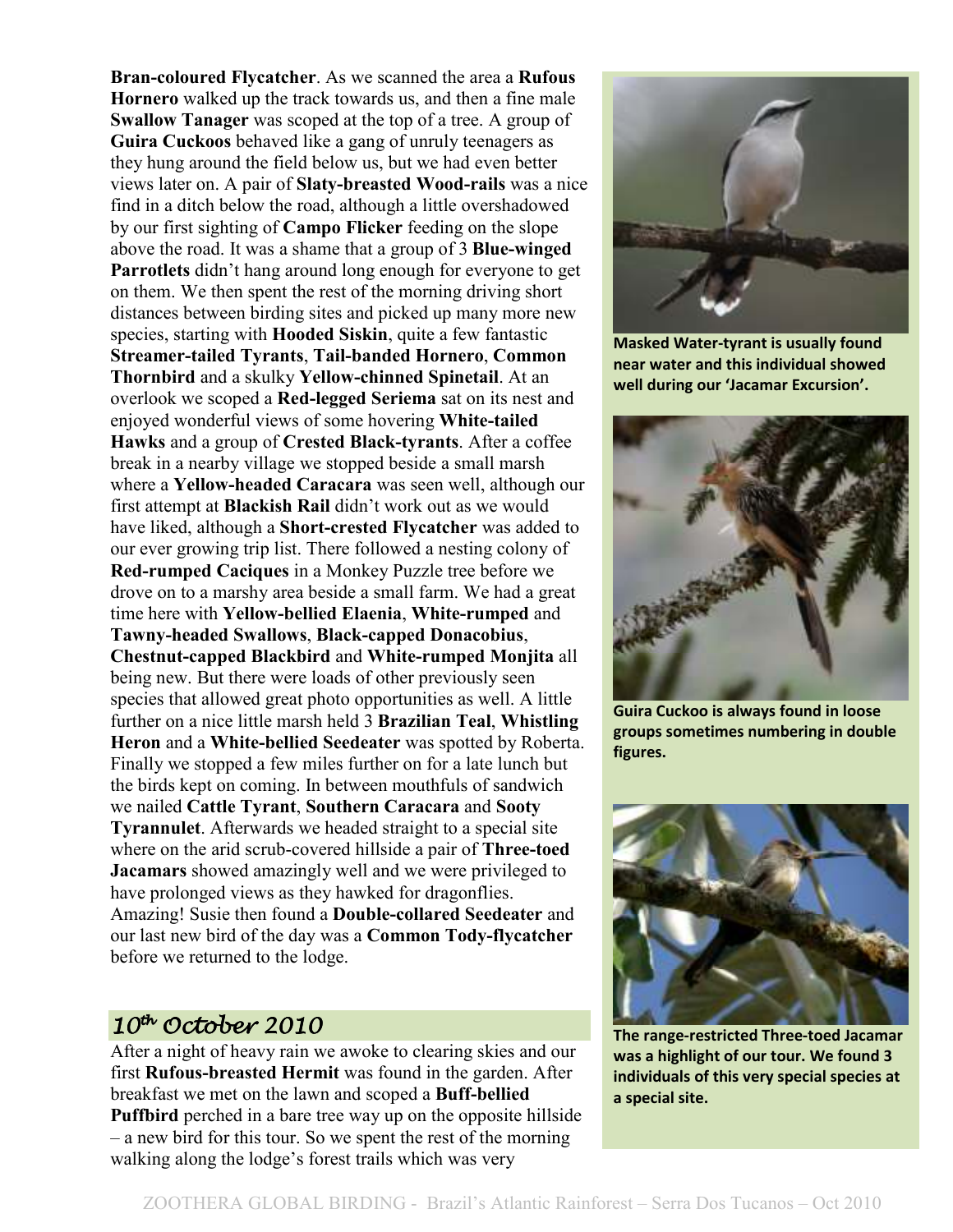**Bran-coloured Flycatcher**. As we scanned the area a **Rufous Hornero** walked up the track towards us, and then a fine male **Swallow Tanager** was scoped at the top of a tree. A group of **Guira Cuckoos** behaved like a gang of unruly teenagers as they hung around the field below us, but we had even better views later on. A pair of **Slaty-breasted Wood-rails** was a nice find in a ditch below the road, although a little overshadowed by our first sighting of **Campo Flicker** feeding on the slope above the road. It was a shame that a group of 3 **Blue-winged Parrotlets** didn't hang around long enough for everyone to get on them. We then spent the rest of the morning driving short distances between birding sites and picked up many more new species, starting with **Hooded Siskin**, quite a few fantastic **Streamer-tailed Tyrants**, **Tail-banded Hornero**, **Common Thornbird** and a skulky **Yellow-chinned Spinetail**. At an overlook we scoped a **Red-legged Seriema** sat on its nest and enjoyed wonderful views of some hovering **White-tailed Hawks** and a group of **Crested Black-tyrants**. After a coffee break in a nearby village we stopped beside a small marsh where a **Yellow-headed Caracara** was seen well, although our first attempt at **Blackish Rail** didn't work out as we would have liked, although a **Short-crested Flycatcher** was added to our ever growing trip list. There followed a nesting colony of **Red-rumped Caciques** in a Monkey Puzzle tree before we drove on to a marshy area beside a small farm. We had a great time here with **Yellow-bellied Elaenia**, **White-rumped** and **Tawny-headed Swallows**, **Black-capped Donacobius**, **Chestnut-capped Blackbird** and **White-rumped Monjita** all being new. But there were loads of other previously seen species that allowed great photo opportunities as well. A little further on a nice little marsh held 3 **Brazilian Teal**, **Whistling Heron** and a **White-bellied Seedeater** was spotted by Roberta. Finally we stopped a few miles further on for a late lunch but the birds kept on coming. In between mouthfuls of sandwich we nailed **Cattle Tyrant**, **Southern Caracara** and **Sooty Tyrannulet**. Afterwards we headed straight to a special site where on the arid scrub-covered hillside a pair of **Three-toed Jacamars** showed amazingly well and we were privileged to have prolonged views as they hawked for dragonflies. Amazing! Susie then found a **Double-collared Seedeater** and our last new bird of the day was a **Common Tody-flycatcher** before we returned to the lodge.

**Masked Water-tyrant is usually found near water and this individual showed well during our 'Jacamar Excursion'.**

**Guira Cuckoo is always found in loose groups sometimes numbering in double figures.**

**The range-restricted Three-toed Jacamar was a highlight of our tour. We found 3 individuals of this very special species at a special site.**

## *10th October 2010*

After a night of heavy rain we awoke to clearing skies and our first **Rufous-breasted Hermit** was found in the garden. After breakfast we met on the lawn and scoped a **Buff-bellied Puffbird** perched in a bare tree way up on the opposite hillside – a new bird for this tour. So we spent the rest of the morning walking along the lodge's forest trails which was very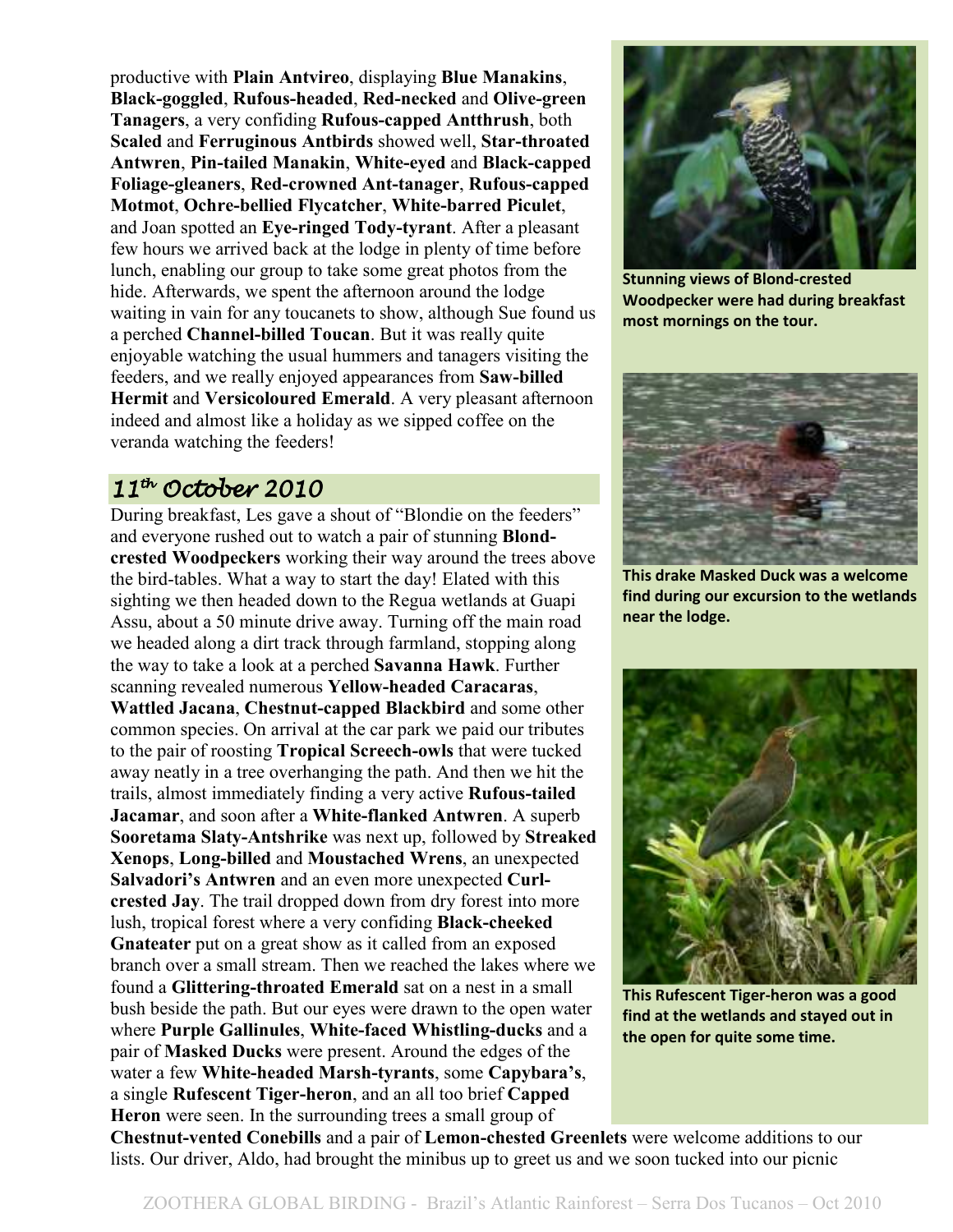productive with **Plain Antvireo**, displaying **Blue Manakins**, **Black-goggled**, **Rufous-headed**, **Red-necked** and **Olive-green Tanagers**, a very confiding **Rufous-capped Antthrush**, both **Scaled** and **Ferruginous Antbirds** showed well, **Star-throated Antwren**, **Pin-tailed Manakin**, **White-eyed** and **Black-capped Foliage-gleaners**, **Red-crowned Ant-tanager**, **Rufous-capped Motmot**, **Ochre-bellied Flycatcher**, **White-barred Piculet**, and Joan spotted an **Eye-ringed Tody-tyrant**. After a pleasant few hours we arrived back at the lodge in plenty of time before lunch, enabling our group to take some great photos from the hide. Afterwards, we spent the afternoon around the lodge waiting in vain for any toucanets to show, although Sue found us a perched **Channel-billed Toucan**. But it was really quite enjoyable watching the usual hummers and tanagers visiting the feeders, and we really enjoyed appearances from **Saw-billed Hermit** and **Versicoloured Emerald**. A very pleasant afternoon indeed and almost like a holiday as we sipped coffee on the veranda watching the feeders!

**Stunning views of Blond-crested Woodpecker were had during breakfast most mornings on the tour.**

## *11th October 2010*

During breakfast, Les gave a shout of "Blondie on the feeders" and everyone rushed out to watch a pair of stunning **Blond-crested Woodpeckers** working their way around the trees above the bird-tables. What a way to start the day! Elated with this sighting we then headed down to the Regua wetlands at Guapi Assu, about a 50 minute drive away. Turning off the main road we headed along a dirt track through farmland, stopping along the way to take a look at a perched **Savanna Hawk**. Further scanning revealed numerous **Yellow-headed Caracaras**, **Wattled Jacana**, **Chestnut-capped Blackbird** and some other common species. On arrival at the car park we paid our tributes to the pair of roosting **Tropical Screech-owls** that were tucked away neatly in a tree overhanging the path. And then we hit the trails, almost immediately finding a very active **Rufous-tailed Jacamar**, and soon after a **White-flanked Antwren**. A superb **Sooretama Slaty-Antshrike** was next up, followed by **Streaked Xenops**, **Long-billed** and **Moustached Wrens**, an unexpected **Salvadori's Antwren** and an even more unexpected **Curl-crested Jay**. The trail dropped down from dry forest into more lush, tropical forest where a very confiding **Black-cheeked Gnateater** put on a great show as it called from an exposed branch over a small stream. Then we reached the lakes where we found a **Glittering-throated Emerald** sat on a nest in a small bush beside the path. But our eyes were drawn to the open water where **Purple Gallinules**, **White-faced Whistling-ducks** and a pair of **Masked Ducks** were present. Around the edges of the water a few **White-headed Marsh-tyrants**, some **Capybara's**, a single **Rufescent Tiger-heron**, and an all too brief **Capped Heron** were seen. In the surrounding trees a small group of **Chestnut-vented Conebills** and a pair of **Lemon-chested Greenlets** were welcome additions to our lists. Our driver, Aldo, had brought the minibus up to greet us and we soon tucked into our picnic

**This drake Masked Duck was a welcome find during our excursion to the wetlands near the lodge.**

**This Rufescent Tiger-heron was a good find at the wetlands and stayed out in the open for quite some time.**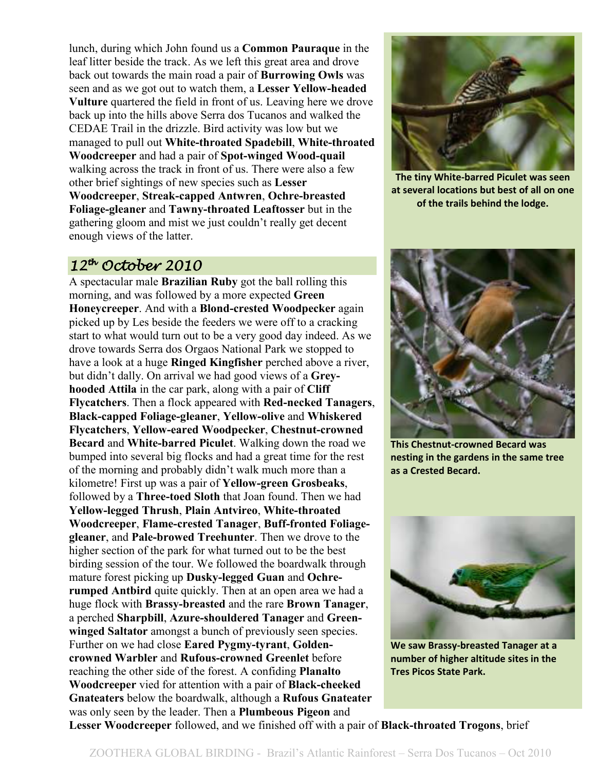lunch, during which John found us a **Common Pauraque** in the leaf litter beside the track. As we left this great area and drove back out towards the main road a pair of **Burrowing Owls** was seen and as we got out to watch them, a **Lesser Yellow-headed Vulture** quartered the field in front of us. Leaving here we drove back up into the hills above Serra dos Tucanos and walked the CEDAE Trail in the drizzle. Bird activity was low but we managed to pull out **White-throated Spadebill**, **White-throated Woodcreeper** and had a pair of **Spot-winged Wood-quail** walking across the track in front of us. There were also a few other brief sightings of new species such as **Lesser Woodcreeper**, **Streak-capped Antwren**, **Ochre-breasted Foliage-gleaner** and **Tawny-throated Leaftosser** but in the gathering gloom and mist we just couldn't really get decent enough views of the latter.

## *12th October 2010*

A spectacular male **Brazilian Ruby** got the ball rolling this morning, and was followed by a more expected **Green Honeycreeper**. And with a **Blond-crested Woodpecker** again picked up by Les beside the feeders we were off to a cracking start to what would turn out to be a very good day indeed. As we drove towards Serra dos Orgaos National Park we stopped to have a look at a huge **Ringed Kingfisher** perched above a river, but didn't dally. On arrival we had good views of a **Grey-hooded Attila** in the car park, along with a pair of **Cliff Flycatchers**. Then a flock appeared with **Red-necked Tanagers**, **Black-capped Foliage-gleaner**, **Yellow-olive** and **Whiskered Flycatchers**, **Yellow-eared Woodpecker**, **Chestnut-crowned Becard** and **White-barred Piculet**. Walking down the road we bumped into several big flocks and had a great time for the rest of the morning and probably didn't walk much more than a kilometre! First up was a pair of **Yellow-green Grosbeaks**, followed by a **Three-toed Sloth** that Joan found. Then we had **Yellow-legged Thrush**, **Plain Antvireo**, **White-throated Woodcreeper**, **Flame-crested Tanager**, **Buff-fronted Foliage-gleaner**, and **Pale-browed Treehunter**. Then we drove to the higher section of the park for what turned out to be the best birding session of the tour. We followed the boardwalk through mature forest picking up **Dusky-legged Guan** and **Ochre-rumped Antbird** quite quickly. Then at an open area we had a huge flock with **Brassy-breasted** and the rare **Brown Tanager**, a perched **Sharpbill**, **Azure-shouldered Tanager** and **Green-winged Saltator** amongst a bunch of previously seen species. Further on we had close **Eared Pygmy-tyrant**, **Golden-crowned Warbler** and **Rufous-crowned Greenlet** before reaching the other side of the forest. A confiding **Planalto Woodcreeper** vied for attention with a pair of **Black-cheeked Gnateaters** below the boardwalk, although a **Rufous Gnateater** was only seen by the leader. Then a **Plumbeous Pigeon** and **Lesser Woodcreeper** followed, and we finished off with a pair of **Black-throated Trogons**, brief

**The tiny White-barred Piculet was seen at several locations but best of all on one of the trails behind the lodge.**

**This Chestnut-crowned Becard was nesting in the gardens in the same tree as a Crested Becard.**

**We saw Brassy-breasted Tanager at a number of higher altitude sites in the Tres Picos State Park.**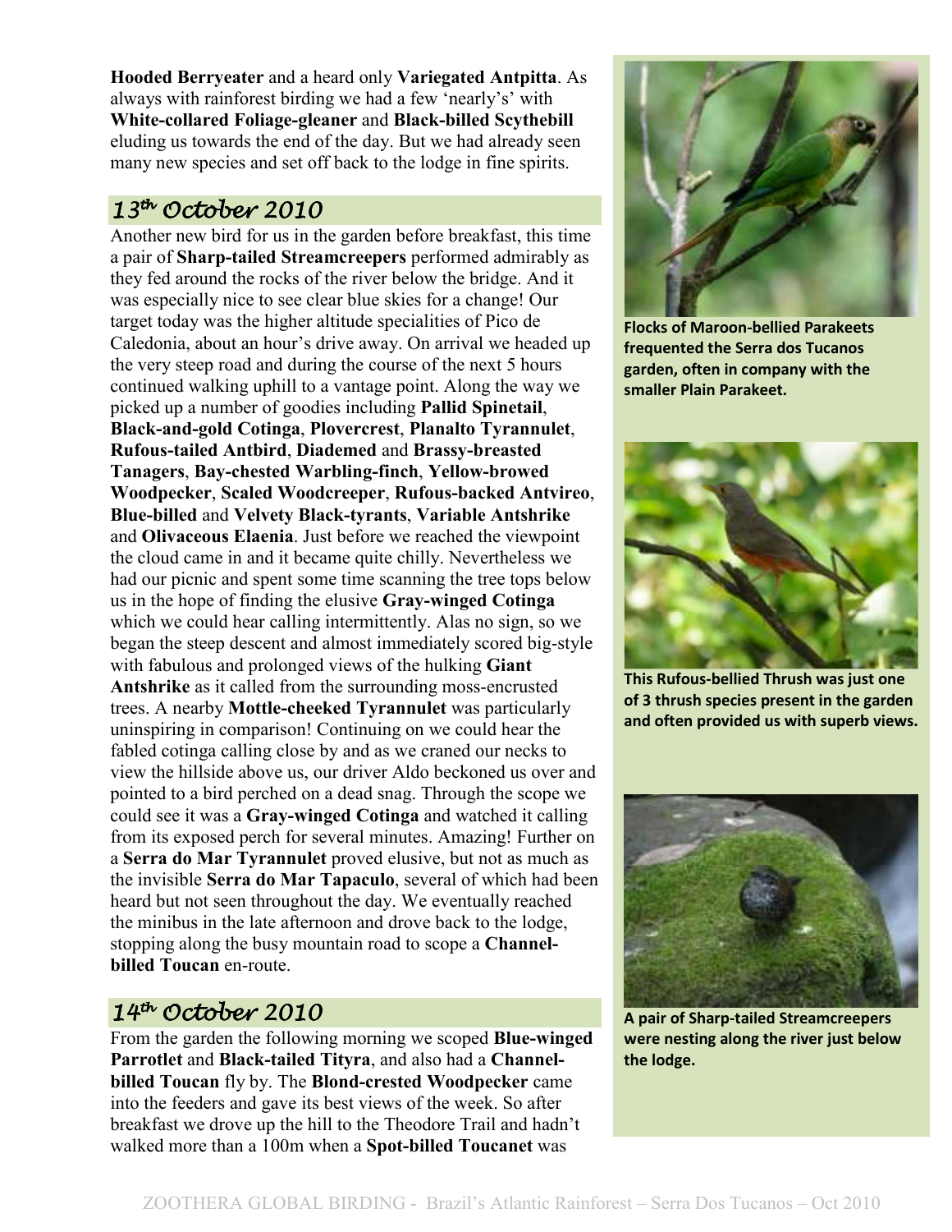**Hooded Berryeater** and a heard only **Variegated Antpitta**. As always with rainforest birding we had a few 'nearly's' with **White-collared Foliage-gleaner** and **Black-billed Scythebill** eluding us towards the end of the day. But we had already seen many new species and set off back to the lodge in fine spirits.

## 13th October 2010

Another new bird for us in the garden before breakfast, this time a pair of **Sharp-tailed Streamcreepers** performed admirably as they fed around the rocks of the river below the bridge. And it was especially nice to see clear blue skies for a change! Our target today was the higher altitude specialities of Pico de Caledonia, about an hour's drive away. On arrival we headed up the very steep road and during the course of the next 5 hours continued walking uphill to a vantage point. Along the way we picked up a number of goodies including **Pallid Spinetail**, **Black-and-gold Cotinga**, **Plovercrest**, **Planalto Tyrannulet**, **Rufous-tailed Antbird**, **Diademed** and **Brassy-breasted Tanagers**, **Bay-chested Warbling-finch**, **Yellow-browed Woodpecker**, **Scaled Woodcreeper**, **Rufous-backed Antvireo**, **Blue-billed** and **Velvety Black-tyrants**, **Variable Antshrike** and **Olivaceous Elaenia**. Just before we reached the viewpoint the cloud came in and it became quite chilly. Nevertheless we had our picnic and spent some time scanning the tree tops below us in the hope of finding the elusive **Gray-winged Cotinga** which we could hear calling intermittently. Alas no sign, so we began the steep descent and almost immediately scored big-style with fabulous and prolonged views of the hulking **Giant Antshrike** as it called from the surrounding moss-encrusted trees. A nearby **Mottle-cheeked Tyrannulet** was particularly uninspiring in comparison! Continuing on we could hear the fabled cotinga calling close by and as we craned our necks to view the hillside above us, our driver Aldo beckoned us over and pointed to a bird perched on a dead snag. Through the scope we could see it was a **Gray-winged Cotinga** and watched it calling from its exposed perch for several minutes. Amazing! Further on a **Serra do Mar Tyrannulet** proved elusive, but not as much as the invisible **Serra do Mar Tapaculo**, several of which had been heard but not seen throughout the day. We eventually reached the minibus in the late afternoon and drove back to the lodge, stopping along the busy mountain road to scope a **Channel-billed Toucan** en-route.

## 14th October 2010

From the garden the following morning we scoped **Blue-winged Parrotlet** and **Black-tailed Tityra**, and also had a **Channel-billed Toucan** fly by. The **Blond-crested Woodpecker** came into the feeders and gave its best views of the week. So after breakfast we drove up the hill to the Theodore Trail and hadn't walked more than a 100m when a **Spot-billed Toucanet** was

**Flocks of Maroon-bellied Parakeets frequented the Serra dos Tucanos garden, often in company with the smaller Plain Parakeet.**

**This Rufous-bellied Thrush was just one of 3 thrush species present in the garden and often provided us with superb views.**

**A pair of Sharp-tailed Streamcreepers were nesting along the river just below the lodge.**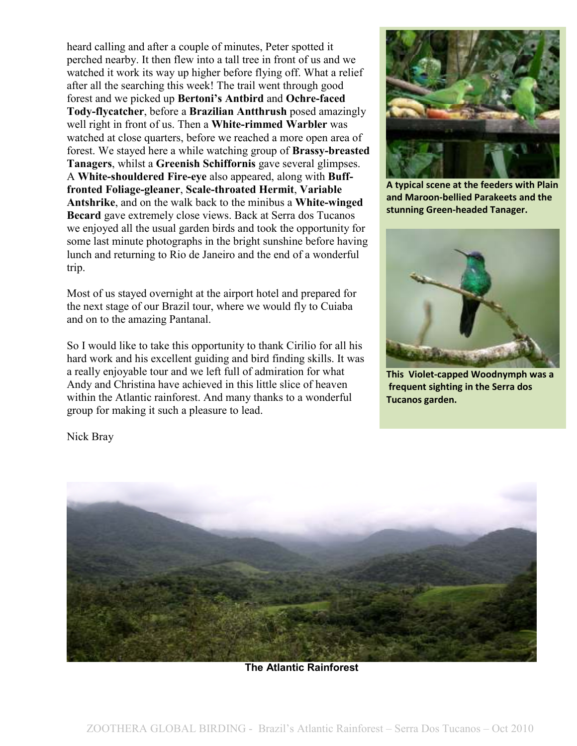heard calling and after a couple of minutes, Peter spotted it perched nearby. It then flew into a tall tree in front of us and we watched it work its way up higher before flying off. What a relief after all the searching this week! The trail went through good forest and we picked up **Bertoni's Antbird** and **Ochre-faced Tody-flycatcher**, before a **Brazilian Antthrush** posed amazingly well right in front of us. Then a **White-rimmed Warbler** was watched at close quarters, before we reached a more open area of forest. We stayed here a while watching group of **Brassy-breasted Tanagers**, whilst a **Greenish Schiffornis** gave several glimpses. A **White-shouldered Fire-eye** also appeared, along with **Buff-fronted Foliage-gleaner**, **Scale-throated Hermit**, **Variable Antshrike**, and on the walk back to the minibus a **White-winged Becard** gave extremely close views. Back at Serra dos Tucanos we enjoyed all the usual garden birds and took the opportunity for some last minute photographs in the bright sunshine before having lunch and returning to Rio de Janeiro and the end of a wonderful trip.

Most of us stayed overnight at the airport hotel and prepared for the next stage of our Brazil tour, where we would fly to Cuiaba and on to the amazing Pantanal.

So I would like to take this opportunity to thank Cirilio for all his hard work and his excellent guiding and bird finding skills. It was a really enjoyable tour and we left full of admiration for what Andy and Christina have achieved in this little slice of heaven within the Atlantic rainforest. And many thanks to a wonderful group for making it such a pleasure to lead.

Nick Bray

**A typical scene at the feeders with Plain and Maroon-bellied Parakeets and the stunning Green-headed Tanager.**

**This Violet-capped Woodnymph was a frequent sighting in the Serra dos Tucanos garden.**

**The Atlantic Rainforest**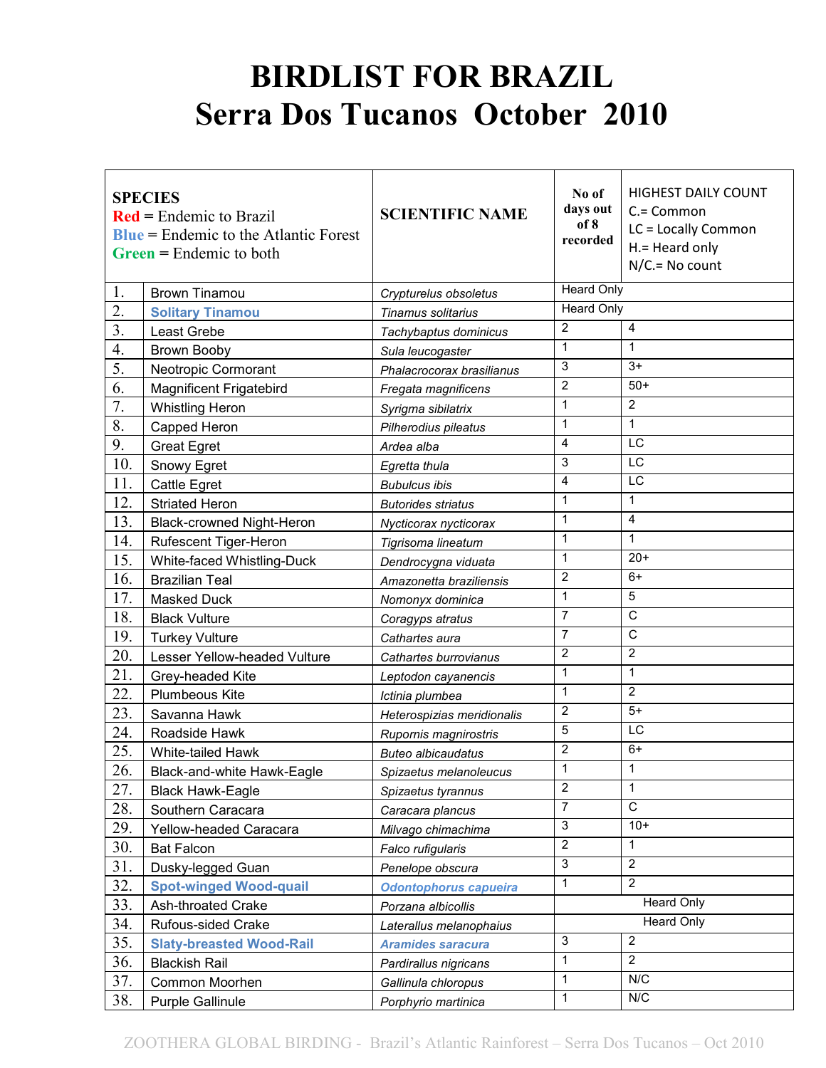# BIRDLIST FOR BRAZIL
# Serra Dos Tucanos October 2010

| | SPECIES<br>Red = Endemic to Brazil<br>Blue = Endemic to the Atlantic Forest<br>Green = Endemic to both | SCIENTIFIC NAME | No of days out of 8 recorded | HIGHEST DAILY COUNT<br>C.= Common<br>LC = Locally Common<br>H.= Heard only<br>N/C.= No count |
|---|---|---|---|---|
| 1. | Brown Tinamou | *Crypturelus obsoletus* | Heard Only | |
| 2. | Solitary Tinamou | *Tinamus solitarius* | Heard Only | |
| 3. | Least Grebe | *Tachybaptus dominicus* | 2 | 4 |
| 4. | Brown Booby | *Sula leucogaster* | 1 | 1 |
| 5. | Neotropic Cormorant | *Phalacrocorax brasilianus* | 3 | 3+ |
| 6. | Magnificent Frigatebird | *Fregata magnificens* | 2 | 50+ |
| 7. | Whistling Heron | *Syrigma sibilatrix* | 1 | 2 |
| 8. | Capped Heron | *Pilherodius pileatus* | 1 | 1 |
| 9. | Great Egret | *Ardea alba* | 4 | LC |
| 10. | Snowy Egret | *Egretta thula* | 3 | LC |
| 11. | Cattle Egret | *Bubulcus ibis* | 4 | LC |
| 12. | Striated Heron | *Butorides striatus* | 1 | 1 |
| 13. | Black-crowned Night-Heron | *Nycticorax nycticorax* | 1 | 4 |
| 14. | Rufescent Tiger-Heron | *Tigrisoma lineatum* | 1 | 1 |
| 15. | White-faced Whistling-Duck | *Dendrocygna viduata* | 1 | 20+ |
| 16. | Brazilian Teal | *Amazonetta braziliensis* | 2 | 6+ |
| 17. | Masked Duck | *Nomonyx dominica* | 1 | 5 |
| 18. | Black Vulture | *Coragyps atratus* | 7 | C |
| 19. | Turkey Vulture | *Cathartes aura* | 7 | C |
| 20. | Lesser Yellow-headed Vulture | *Cathartes burrovianus* | 2 | 2 |
| 21. | Grey-headed Kite | *Leptodon cayanencis* | 1 | 1 |
| 22. | Plumbeous Kite | *Ictinia plumbea* | 1 | 2 |
| 23. | Savanna Hawk | *Heterospizias meridionalis* | 2 | 5+ |
| 24. | Roadside Hawk | *Rupornis magnirostris* | 5 | LC |
| 25. | White-tailed Hawk | *Buteo albicaudatus* | 2 | 6+ |
| 26. | Black-and-white Hawk-Eagle | *Spizaetus melanoleucus* | 1 | 1 |
| 27. | Black Hawk-Eagle | *Spizaetus tyrannus* | 2 | 1 |
| 28. | Southern Caracara | *Caracara plancus* | 7 | C |
| 29. | Yellow-headed Caracara | *Milvago chimachima* | 3 | 10+ |
| 30. | Bat Falcon | *Falco rufigularis* | 2 | 1 |
| 31. | Dusky-legged Guan | *Penelope obscura* | 3 | 2 |
| 32. | Spot-winged Wood-quail | *Odontophorus capueira* | 1 | 2 |
| 33. | Ash-throated Crake | *Porzana albicollis* | Heard Only | |
| 34. | Rufous-sided Crake | *Laterallus melanophaius* | Heard Only | |
| 35. | Slaty-breasted Wood-Rail | *Aramides saracura* | 3 | 2 |
| 36. | Blackish Rail | *Pardirallus nigricans* | 1 | 2 |
| 37. | Common Moorhen | *Gallinula chloropus* | 1 | N/C |
| 38. | Purple Gallinule | *Porphyrio martinica* | 1 | N/C |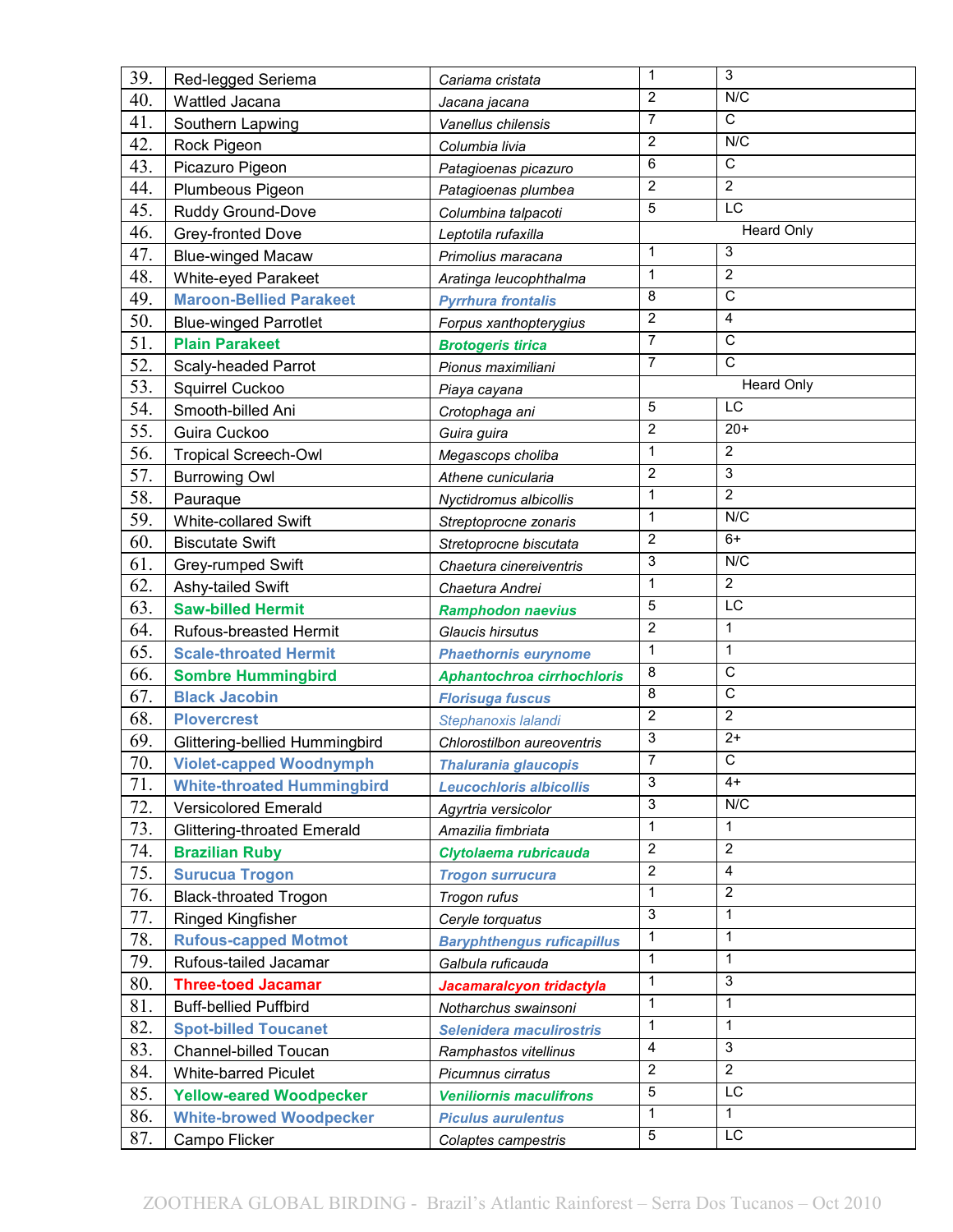| 39. | Red-legged Seriema | *Cariama cristata* | 1 | 3 |
|---|---|---|---|---|
| 40. | Wattled Jacana | *Jacana jacana* | 2 | N/C |
| 41. | Southern Lapwing | *Vanellus chilensis* | 7 | C |
| 42. | Rock Pigeon | *Columbia livia* | 2 | N/C |
| 43. | Picazuro Pigeon | *Patagioenas picazuro* | 6 | C |
| 44. | Plumbeous Pigeon | *Patagioenas plumbea* | 2 | 2 |
| 45. | Ruddy Ground-Dove | *Columbina talpacoti* | 5 | LC |
| 46. | Grey-fronted Dove | *Leptotila rufaxilla* | Heard Only | |
| 47. | Blue-winged Macaw | *Primolius maracana* | 1 | 3 |
| 48. | White-eyed Parakeet | *Aratinga leucophthalma* | 1 | 2 |
| 49. | **Maroon-Bellied Parakeet** | ***Pyrrhura frontalis*** | 8 | C |
| 50. | Blue-winged Parrotlet | *Forpus xanthopterygius* | 2 | 4 |
| 51. | **Plain Parakeet** | ***Brotogeris tirica*** | 7 | C |
| 52. | Scaly-headed Parrot | *Pionus maximiliani* | 7 | C |
| 53. | Squirrel Cuckoo | *Piaya cayana* | Heard Only | |
| 54. | Smooth-billed Ani | *Crotophaga ani* | 5 | LC |
| 55. | Guira Cuckoo | *Guira guira* | 2 | 20+ |
| 56. | Tropical Screech-Owl | *Megascops choliba* | 1 | 2 |
| 57. | Burrowing Owl | *Athene cunicularia* | 2 | 3 |
| 58. | Pauraque | *Nyctidromus albicollis* | 1 | 2 |
| 59. | White-collared Swift | *Streptoprocne zonaris* | 1 | N/C |
| 60. | Biscutate Swift | *Stretoprocne biscutata* | 2 | 6+ |
| 61. | Grey-rumped Swift | *Chaetura cinereiventris* | 3 | N/C |
| 62. | Ashy-tailed Swift | *Chaetura Andrei* | 1 | 2 |
| 63. | **Saw-billed Hermit** | ***Ramphodon naevius*** | 5 | LC |
| 64. | Rufous-breasted Hermit | *Glaucis hirsutus* | 2 | 1 |
| 65. | **Scale-throated Hermit** | ***Phaethornis eurynome*** | 1 | 1 |
| 66. | **Sombre Hummingbird** | ***Aphantochroa cirrhochloris*** | 8 | C |
| 67. | **Black Jacobin** | ***Florisuga fuscus*** | 8 | C |
| 68. | **Plovercrest** | *Stephanoxis lalandi* | 2 | 2 |
| 69. | Glittering-bellied Hummingbird | *Chlorostilbon aureoventris* | 3 | 2+ |
| 70. | **Violet-capped Woodnymph** | ***Thalurania glaucopis*** | 7 | C |
| 71. | **White-throated Hummingbird** | ***Leucochloris albicollis*** | 3 | 4+ |
| 72. | Versicolored Emerald | *Agyrtria versicolor* | 3 | N/C |
| 73. | Glittering-throated Emerald | *Amazilia fimbriata* | 1 | 1 |
| 74. | **Brazilian Ruby** | ***Clytolaema rubricauda*** | 2 | 2 |
| 75. | **Surucua Trogon** | ***Trogon surrucura*** | 2 | 4 |
| 76. | Black-throated Trogon | *Trogon rufus* | 1 | 2 |
| 77. | Ringed Kingfisher | *Ceryle torquatus* | 3 | 1 |
| 78. | **Rufous-capped Motmot** | ***Baryphthengus ruficapillus*** | 1 | 1 |
| 79. | Rufous-tailed Jacamar | *Galbula ruficauda* | 1 | 1 |
| 80. | **Three-toed Jacamar** | ***Jacamaralcyon tridactyla*** | 1 | 3 |
| 81. | Buff-bellied Puffbird | *Notharchus swainsoni* | 1 | 1 |
| 82. | **Spot-billed Toucanet** | ***Selenidera maculirostris*** | 1 | 1 |
| 83. | Channel-billed Toucan | *Ramphastos vitellinus* | 4 | 3 |
| 84. | White-barred Piculet | *Picumnus cirratus* | 2 | 2 |
| 85. | **Yellow-eared Woodpecker** | ***Veniliornis maculifrons*** | 5 | LC |
| 86. | **White-browed Woodpecker** | ***Piculus aurulentus*** | 1 | 1 |
| 87. | Campo Flicker | *Colaptes campestris* | 5 | LC |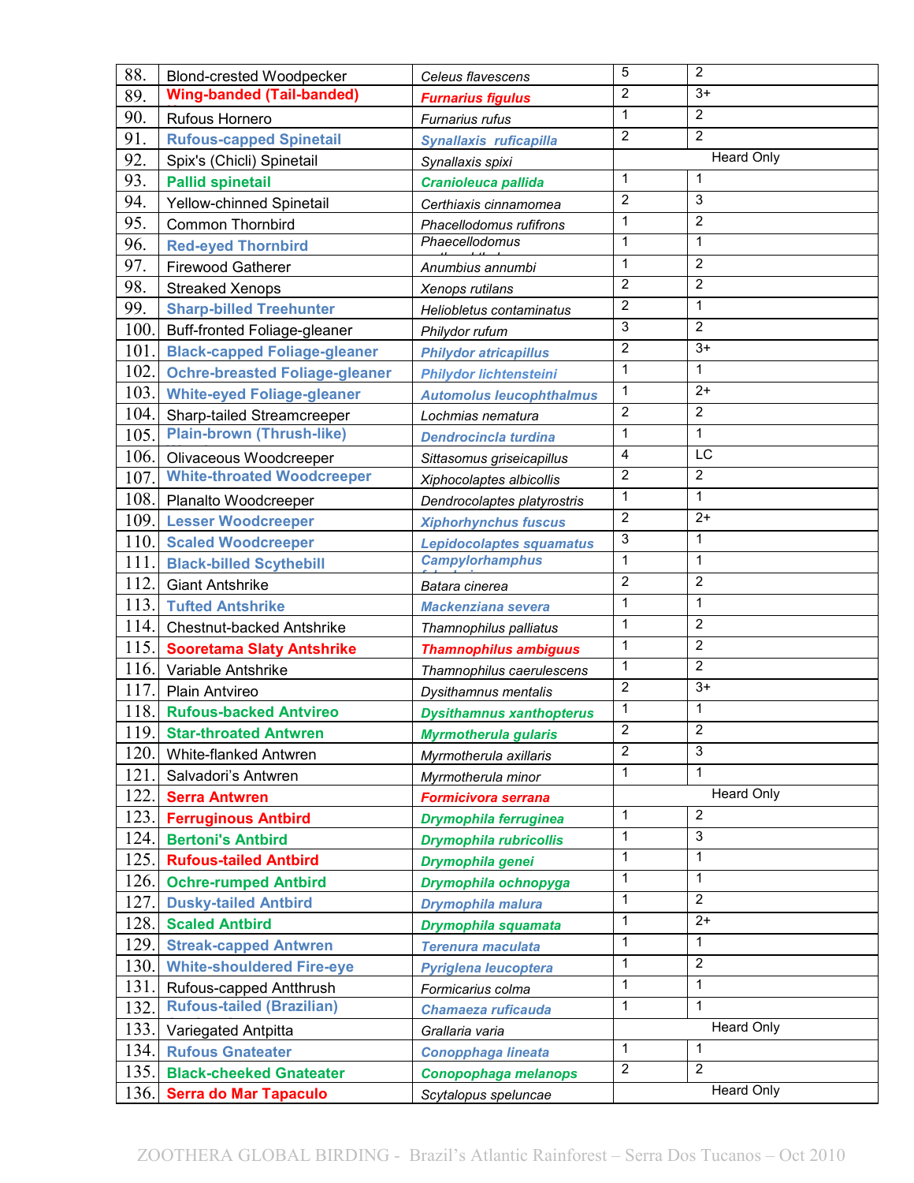| | | | | |
|---|---|---|---|---|
| 88. | Blond-crested Woodpecker | *Celeus flavescens* | 5 | 2 |
| 89. | **Wing-banded (Tail-banded)** | ***Furnarius figulus*** | 2 | 3+ |
| 90. | Rufous Hornero | *Furnarius rufus* | 1 | 2 |
| 91. | **Rufous-capped Spinetail** | ***Synallaxis ruficapilla*** | 2 | 2 |
| 92. | Spix's (Chicli) Spinetail | *Synallaxis spixi* | Heard Only | |
| 93. | **Pallid spinetail** | ***Cranioleuca pallida*** | 1 | 1 |
| 94. | Yellow-chinned Spinetail | *Certhiaxis cinnamomea* | 2 | 3 |
| 95. | Common Thornbird | *Phacellodomus rufifrons* | 1 | 2 |
| 96. | **Red-eyed Thornbird** | *Phaecellodomus* | 1 | 1 |
| 97. | Firewood Gatherer | *Anumbius annumbi* | 1 | 2 |
| 98. | Streaked Xenops | *Xenops rutilans* | 2 | 2 |
| 99. | **Sharp-billed Treehunter** | *Heliobletus contaminatus* | 2 | 1 |
| 100. | Buff-fronted Foliage-gleaner | *Philydor rufum* | 3 | 2 |
| 101. | **Black-capped Foliage-gleaner** | ***Philydor atricapillus*** | 2 | 3+ |
| 102. | **Ochre-breasted Foliage-gleaner** | ***Philydor lichtensteini*** | 1 | 1 |
| 103. | **White-eyed Foliage-gleaner** | ***Automolus leucophthalmus*** | 1 | 2+ |
| 104. | Sharp-tailed Streamcreeper | *Lochmias nematura* | 2 | 2 |
| 105. | **Plain-brown (Thrush-like)** | ***Dendrocincla turdina*** | 1 | 1 |
| 106. | Olivaceous Woodcreeper | *Sittasomus griseicapillus* | 4 | LC |
| 107. | **White-throated Woodcreeper** | *Xiphocolaptes albicollis* | 2 | 2 |
| 108. | Planalto Woodcreeper | *Dendrocolaptes platyrostris* | 1 | 1 |
| 109. | **Lesser Woodcreeper** | ***Xiphorhynchus fuscus*** | 2 | 2+ |
| 110. | **Scaled Woodcreeper** | ***Lepidocolaptes squamatus*** | 3 | 1 |
| 111. | **Black-billed Scythebill** | ***Campylorhamphus*** | 1 | 1 |
| 112. | Giant Antshrike | *Batara cinerea* | 2 | 2 |
| 113. | **Tufted Antshrike** | ***Mackenziana severa*** | 1 | 1 |
| 114. | Chestnut-backed Antshrike | *Thamnophilus palliatus* | 1 | 2 |
| 115. | **Sooretama Slaty Antshrike** | ***Thamnophilus ambiguus*** | 1 | 2 |
| 116. | Variable Antshrike | *Thamnophilus caerulescens* | 1 | 2 |
| 117. | Plain Antvireo | *Dysithamnus mentalis* | 2 | 3+ |
| 118. | **Rufous-backed Antvireo** | ***Dysithamnus xanthopterus*** | 1 | 1 |
| 119. | **Star-throated Antwren** | ***Myrmotherula gularis*** | 2 | 2 |
| 120. | White-flanked Antwren | *Myrmotherula axillaris* | 2 | 3 |
| 121. | Salvadori's Antwren | *Myrmotherula minor* | 1 | 1 |
| 122. | **Serra Antwren** | ***Formicivora serrana*** | Heard Only | |
| 123. | **Ferruginous Antbird** | ***Drymophila ferruginea*** | 1 | 2 |
| 124. | **Bertoni's Antbird** | ***Drymophila rubricollis*** | 1 | 3 |
| 125. | **Rufous-tailed Antbird** | ***Drymophila genei*** | 1 | 1 |
| 126. | **Ochre-rumped Antbird** | ***Drymophila ochnopyga*** | 1 | 1 |
| 127. | **Dusky-tailed Antbird** | ***Drymophila malura*** | 1 | 2 |
| 128. | **Scaled Antbird** | ***Drymophila squamata*** | 1 | 2+ |
| 129. | **Streak-capped Antwren** | ***Terenura maculata*** | 1 | 1 |
| 130. | **White-shouldered Fire-eye** | ***Pyriglena leucoptera*** | 1 | 2 |
| 131. | Rufous-capped Antthrush | *Formicarius colma* | 1 | 1 |
| 132. | **Rufous-tailed (Brazilian)** | ***Chamaeza ruficauda*** | 1 | 1 |
| 133. | Variegated Antpitta | *Grallaria varia* | Heard Only | |
| 134. | **Rufous Gnateater** | ***Conopphaga lineata*** | 1 | 1 |
| 135. | **Black-cheeked Gnateater** | ***Conopophaga melanops*** | 2 | 2 |
| 136. | **Serra do Mar Tapaculo** | *Scytalopus speluncae* | Heard Only | |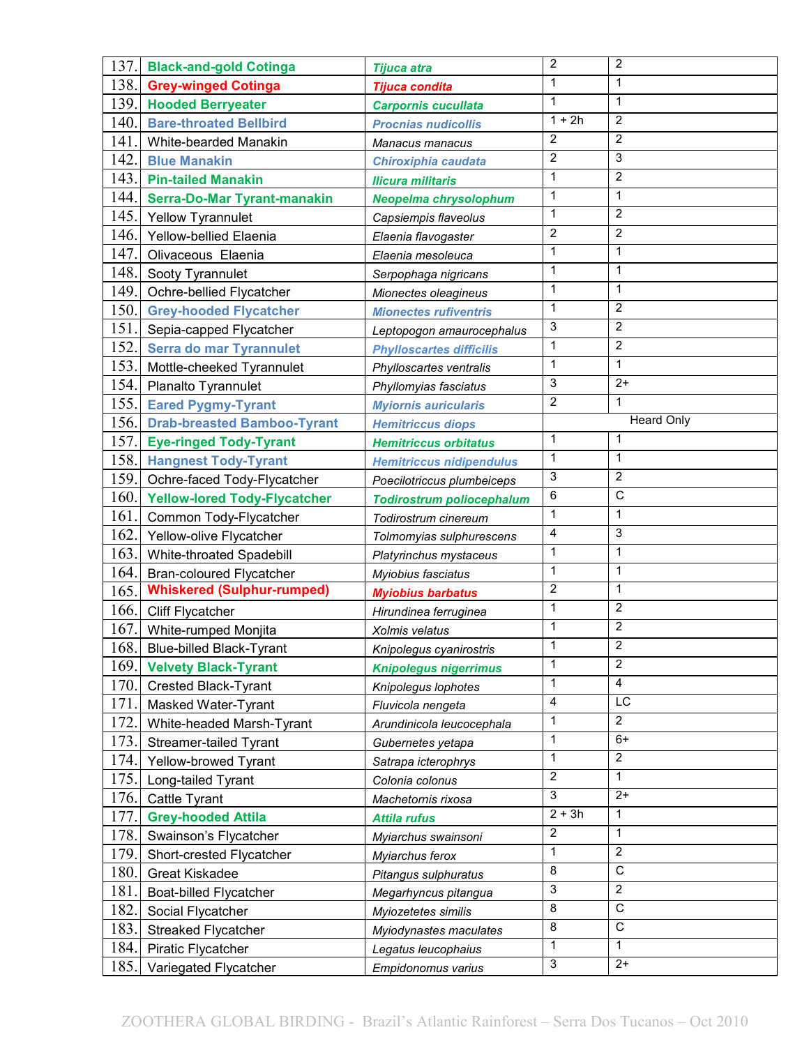| | | | | |
|---|---|---|---|---|
| 137. | **Black-and-gold Cotinga** | ***Tijuca atra*** | 2 | 2 |
| 138. | **Grey-winged Cotinga** | ***Tijuca condita*** | 1 | 1 |
| 139. | **Hooded Berryeater** | ***Carpornis cucullata*** | 1 | 1 |
| 140. | **Bare-throated Bellbird** | ***Procnias nudicollis*** | 1 + 2h | 2 |
| 141. | White-bearded Manakin | *Manacus manacus* | 2 | 2 |
| 142. | **Blue Manakin** | ***Chiroxiphia caudata*** | 2 | 3 |
| 143. | **Pin-tailed Manakin** | ***Ilicura militaris*** | 1 | 2 |
| 144. | **Serra-Do-Mar Tyrant-manakin** | ***Neopelma chrysolophum*** | 1 | 1 |
| 145. | Yellow Tyrannulet | *Capsiempis flaveolus* | 1 | 2 |
| 146. | Yellow-bellied Elaenia | *Elaenia flavogaster* | 2 | 2 |
| 147. | Olivaceous Elaenia | *Elaenia mesoleuca* | 1 | 1 |
| 148. | Sooty Tyrannulet | *Serpophaga nigricans* | 1 | 1 |
| 149. | Ochre-bellied Flycatcher | *Mionectes oleagineus* | 1 | 1 |
| 150. | **Grey-hooded Flycatcher** | ***Mionectes rufiventris*** | 1 | 2 |
| 151. | Sepia-capped Flycatcher | *Leptopogon amaurocephalus* | 3 | 2 |
| 152. | **Serra do mar Tyrannulet** | ***Phylloscartes difficilis*** | 1 | 2 |
| 153. | Mottle-cheeked Tyrannulet | *Phylloscartes ventralis* | 1 | 1 |
| 154. | Planalto Tyrannulet | *Phyllomyias fasciatus* | 3 | 2+ |
| 155. | **Eared Pygmy-Tyrant** | ***Myiornis auricularis*** | 2 | 1 |
| 156. | **Drab-breasted Bamboo-Tyrant** | ***Hemitriccus diops*** | Heard Only | |
| 157. | **Eye-ringed Tody-Tyrant** | ***Hemitriccus orbitatus*** | 1 | 1 |
| 158. | **Hangnest Tody-Tyrant** | ***Hemitriccus nidipendulus*** | 1 | 1 |
| 159. | Ochre-faced Tody-Flycatcher | *Poecilotriccus plumbeiceps* | 3 | 2 |
| 160. | **Yellow-lored Tody-Flycatcher** | ***Todirostrum poliocephalum*** | 6 | C |
| 161. | Common Tody-Flycatcher | *Todirostrum cinereum* | 1 | 1 |
| 162. | Yellow-olive Flycatcher | *Tolmomyias sulphurescens* | 4 | 3 |
| 163. | White-throated Spadebill | *Platyrinchus mystaceus* | 1 | 1 |
| 164. | Bran-coloured Flycatcher | *Myiobius fasciatus* | 1 | 1 |
| 165. | **Whiskered (Sulphur-rumped)** | ***Myiobius barbatus*** | 2 | 1 |
| 166. | Cliff Flycatcher | *Hirundinea ferruginea* | 1 | 2 |
| 167. | White-rumped Monjita | *Xolmis velatus* | 1 | 2 |
| 168. | Blue-billed Black-Tyrant | *Knipolegus cyanirostris* | 1 | 2 |
| 169. | **Velvety Black-Tyrant** | ***Knipolegus nigerrimus*** | 1 | 2 |
| 170. | Crested Black-Tyrant | *Knipolegus lophotes* | 1 | 4 |
| 171. | Masked Water-Tyrant | *Fluvicola nengeta* | 4 | LC |
| 172. | White-headed Marsh-Tyrant | *Arundinicola leucocephala* | 1 | 2 |
| 173. | Streamer-tailed Tyrant | *Gubernetes yetapa* | 1 | 6+ |
| 174. | Yellow-browed Tyrant | *Satrapa icterophrys* | 1 | 2 |
| 175. | Long-tailed Tyrant | *Colonia colonus* | 2 | 1 |
| 176. | Cattle Tyrant | *Machetornis rixosa* | 3 | 2+ |
| 177. | **Grey-hooded Attila** | ***Attila rufus*** | 2 + 3h | 1 |
| 178. | Swainson's Flycatcher | *Myiarchus swainsoni* | 2 | 1 |
| 179. | Short-crested Flycatcher | *Myiarchus ferox* | 1 | 2 |
| 180. | Great Kiskadee | *Pitangus sulphuratus* | 8 | C |
| 181. | Boat-billed Flycatcher | *Megarhyncus pitangua* | 3 | 2 |
| 182. | Social Flycatcher | *Myiozetetes similis* | 8 | C |
| 183. | Streaked Flycatcher | *Myiodynastes maculates* | 8 | C |
| 184. | Piratic Flycatcher | *Legatus leucophaius* | 1 | 1 |
| 185. | Variegated Flycatcher | *Empidonomus varius* | 3 | 2+ |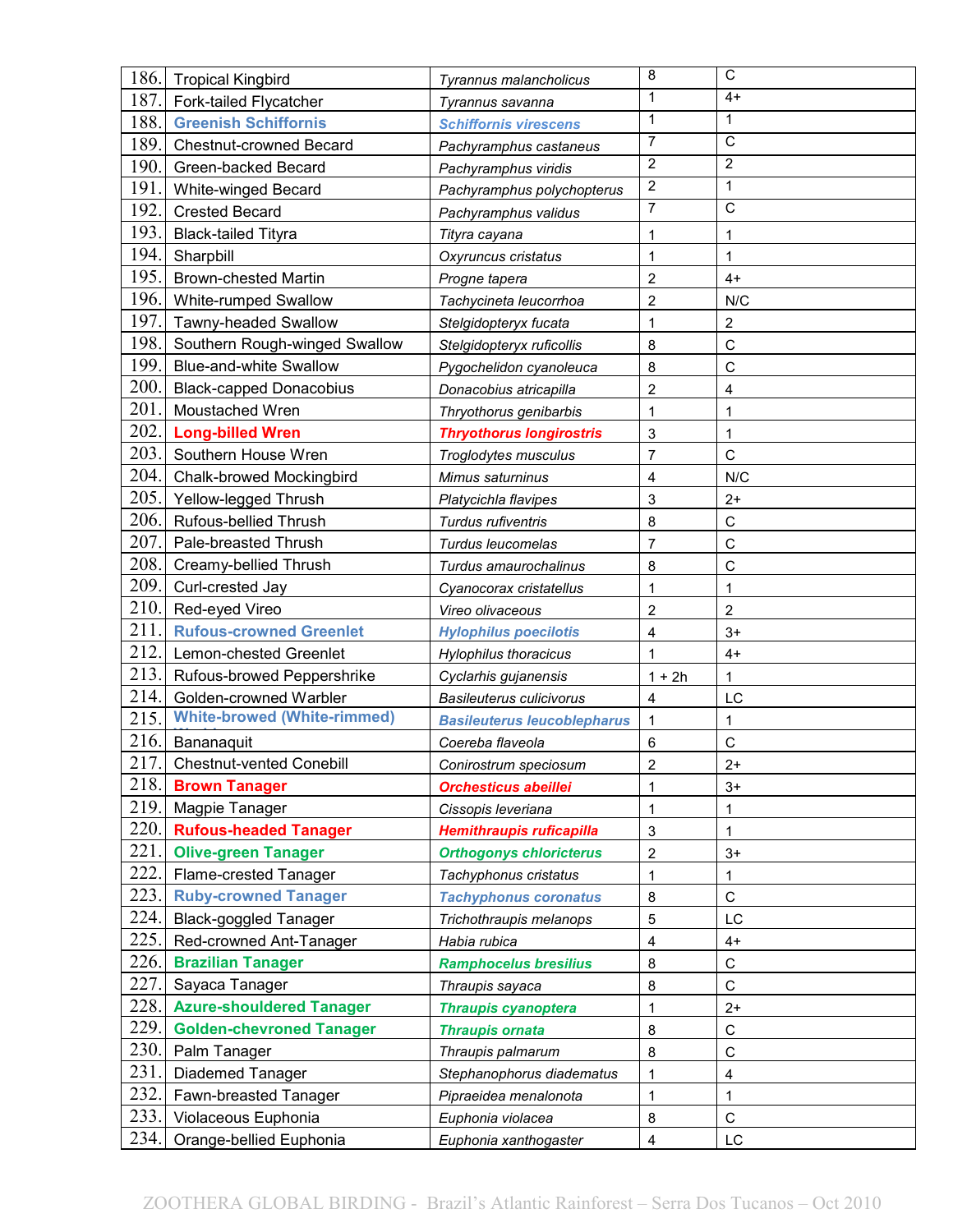| | | | | |
|---|---|---|---|---|
| 186. | Tropical Kingbird | *Tyrannus malancholicus* | 8 | C |
| 187. | Fork-tailed Flycatcher | *Tyrannus savanna* | 1 | 4+ |
| 188. | **Greenish Schiffornis** | ***Schiffornis virescens*** | 1 | 1 |
| 189. | Chestnut-crowned Becard | *Pachyramphus castaneus* | 7 | C |
| 190. | Green-backed Becard | *Pachyramphus viridis* | 2 | 2 |
| 191. | White-winged Becard | *Pachyramphus polychopterus* | 2 | 1 |
| 192. | Crested Becard | *Pachyramphus validus* | 7 | C |
| 193. | Black-tailed Tityra | *Tityra cayana* | 1 | 1 |
| 194. | Sharpbill | *Oxyruncus cristatus* | 1 | 1 |
| 195. | Brown-chested Martin | *Progne tapera* | 2 | 4+ |
| 196. | White-rumped Swallow | *Tachycineta leucorrhoa* | 2 | N/C |
| 197. | Tawny-headed Swallow | *Stelgidopteryx fucata* | 1 | 2 |
| 198. | Southern Rough-winged Swallow | *Stelgidopteryx ruficollis* | 8 | C |
| 199. | Blue-and-white Swallow | *Pygochelidon cyanoleuca* | 8 | C |
| 200. | Black-capped Donacobius | *Donacobius atricapilla* | 2 | 4 |
| 201. | Moustached Wren | *Thryothorus genibarbis* | 1 | 1 |
| 202. | **Long-billed Wren** | ***Thryothorus longirostris*** | 3 | 1 |
| 203. | Southern House Wren | *Troglodytes musculus* | 7 | C |
| 204. | Chalk-browed Mockingbird | *Mimus saturninus* | 4 | N/C |
| 205. | Yellow-legged Thrush | *Platycichla flavipes* | 3 | 2+ |
| 206. | Rufous-bellied Thrush | *Turdus rufiventris* | 8 | C |
| 207. | Pale-breasted Thrush | *Turdus leucomelas* | 7 | C |
| 208. | Creamy-bellied Thrush | *Turdus amaurochalinus* | 8 | C |
| 209. | Curl-crested Jay | *Cyanocorax cristatellus* | 1 | 1 |
| 210. | Red-eyed Vireo | *Vireo olivaceous* | 2 | 2 |
| 211. | **Rufous-crowned Greenlet** | ***Hylophilus poecilotis*** | 4 | 3+ |
| 212. | Lemon-chested Greenlet | *Hylophilus thoracicus* | 1 | 4+ |
| 213. | Rufous-browed Peppershrike | *Cyclarhis gujanensis* | 1 + 2h | 1 |
| 214. | Golden-crowned Warbler | *Basileuterus culicivorus* | 4 | LC |
| 215. | **White-browed (White-rimmed) Warbler** | ***Basileuterus leucoblepharus*** | 1 | 1 |
| 216. | Bananaquit | *Coereba flaveola* | 6 | C |
| 217. | Chestnut-vented Conebill | *Conirostrum speciosum* | 2 | 2+ |
| 218. | **Brown Tanager** | ***Orchesticus abeillei*** | 1 | 3+ |
| 219. | Magpie Tanager | *Cissopis leveriana* | 1 | 1 |
| 220. | **Rufous-headed Tanager** | ***Hemithraupis ruficapilla*** | 3 | 1 |
| 221. | **Olive-green Tanager** | ***Orthogonys chloricterus*** | 2 | 3+ |
| 222. | Flame-crested Tanager | *Tachyphonus cristatus* | 1 | 1 |
| 223. | **Ruby-crowned Tanager** | ***Tachyphonus coronatus*** | 8 | C |
| 224. | Black-goggled Tanager | *Trichothraupis melanops* | 5 | LC |
| 225. | Red-crowned Ant-Tanager | *Habia rubica* | 4 | 4+ |
| 226. | **Brazilian Tanager** | ***Ramphocelus bresilius*** | 8 | C |
| 227. | Sayaca Tanager | *Thraupis sayaca* | 8 | C |
| 228. | **Azure-shouldered Tanager** | ***Thraupis cyanoptera*** | 1 | 2+ |
| 229. | **Golden-chevroned Tanager** | ***Thraupis ornata*** | 8 | C |
| 230. | Palm Tanager | *Thraupis palmarum* | 8 | C |
| 231. | Diademed Tanager | *Stephanophorus diadematus* | 1 | 4 |
| 232. | Fawn-breasted Tanager | *Pipraeidea menalonota* | 1 | 1 |
| 233. | Violaceous Euphonia | *Euphonia violacea* | 8 | C |
| 234. | Orange-bellied Euphonia | *Euphonia xanthogaster* | 4 | LC |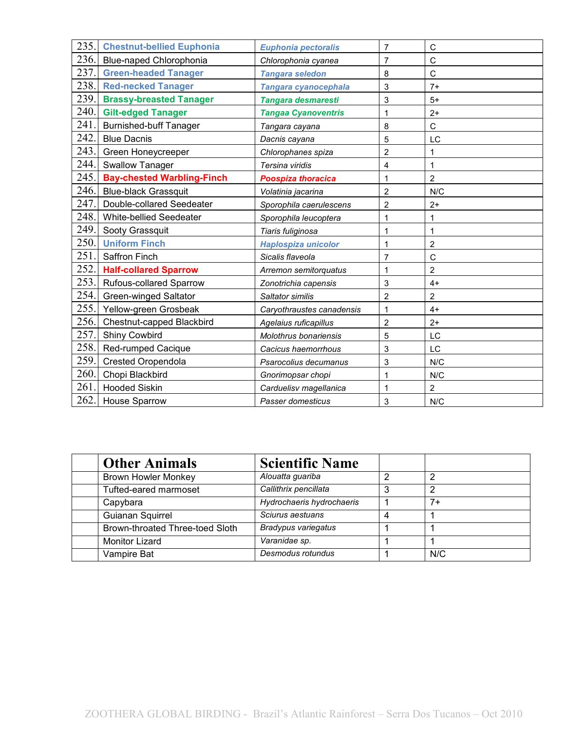| | | | | |
|---|---|---|---|---|
| 235. | **Chestnut-bellied Euphonia** | ***Euphonia pectoralis*** | 7 | C |
| 236. | Blue-naped Chlorophonia | *Chlorophonia cyanea* | 7 | C |
| 237. | **Green-headed Tanager** | ***Tangara seledon*** | 8 | C |
| 238. | **Red-necked Tanager** | ***Tangara cyanocephala*** | 3 | 7+ |
| 239. | **Brassy-breasted Tanager** | ***Tangara desmaresti*** | 3 | 5+ |
| 240. | **Gilt-edged Tanager** | ***Tangaa Cyanoventris*** | 1 | 2+ |
| 241. | Burnished-buff Tanager | *Tangara cayana* | 8 | C |
| 242. | Blue Dacnis | *Dacnis cayana* | 5 | LC |
| 243. | Green Honeycreeper | *Chlorophanes spiza* | 2 | 1 |
| 244. | Swallow Tanager | *Tersina viridis* | 4 | 1 |
| 245. | **Bay-chested Warbling-Finch** | ***Poospiza thoracica*** | 1 | 2 |
| 246. | Blue-black Grassquit | *Volatinia jacarina* | 2 | N/C |
| 247. | Double-collared Seedeater | *Sporophila caerulescens* | 2 | 2+ |
| 248. | White-bellied Seedeater | *Sporophila leucoptera* | 1 | 1 |
| 249. | Sooty Grassquit | *Tiaris fuliginosa* | 1 | 1 |
| 250. | **Uniform Finch** | ***Haplospiza unicolor*** | 1 | 2 |
| 251. | Saffron Finch | *Sicalis flaveola* | 7 | C |
| 252. | **Half-collared Sparrow** | *Arremon semitorquatus* | 1 | 2 |
| 253. | Rufous-collared Sparrow | *Zonotrichia capensis* | 3 | 4+ |
| 254. | Green-winged Saltator | *Saltator similis* | 2 | 2 |
| 255. | Yellow-green Grosbeak | *Caryothraustes canadensis* | 1 | 4+ |
| 256. | Chestnut-capped Blackbird | *Agelaius ruficapillus* | 2 | 2+ |
| 257. | Shiny Cowbird | *Molothrus bonariensis* | 5 | LC |
| 258. | Red-rumped Cacique | *Cacicus haemorrhous* | 3 | LC |
| 259. | Crested Oropendola | *Psarocolius decumanus* | 3 | N/C |
| 260. | Chopi Blackbird | *Gnorimopsar chopi* | 1 | N/C |
| 261. | Hooded Siskin | *Carduelisv magellanica* | 1 | 2 |
| 262. | House Sparrow | *Passer domesticus* | 3 | N/C |

| | Other Animals | Scientific Name | | |
|---|---|---|---|---|
| | Brown Howler Monkey | *Alouatta guariba* | 2 | 2 |
| | Tufted-eared marmoset | *Callithrix pencillata* | 3 | 2 |
| | Capybara | *Hydrochaeris hydrochaeris* | 1 | 7+ |
| | Guianan Squirrel | *Sciurus aestuans* | 4 | 1 |
| | Brown-throated Three-toed Sloth | *Bradypus variegatus* | 1 | 1 |
| | Monitor Lizard | *Varanidae sp.* | 1 | 1 |
| | Vampire Bat | *Desmodus rotundus* | 1 | N/C |